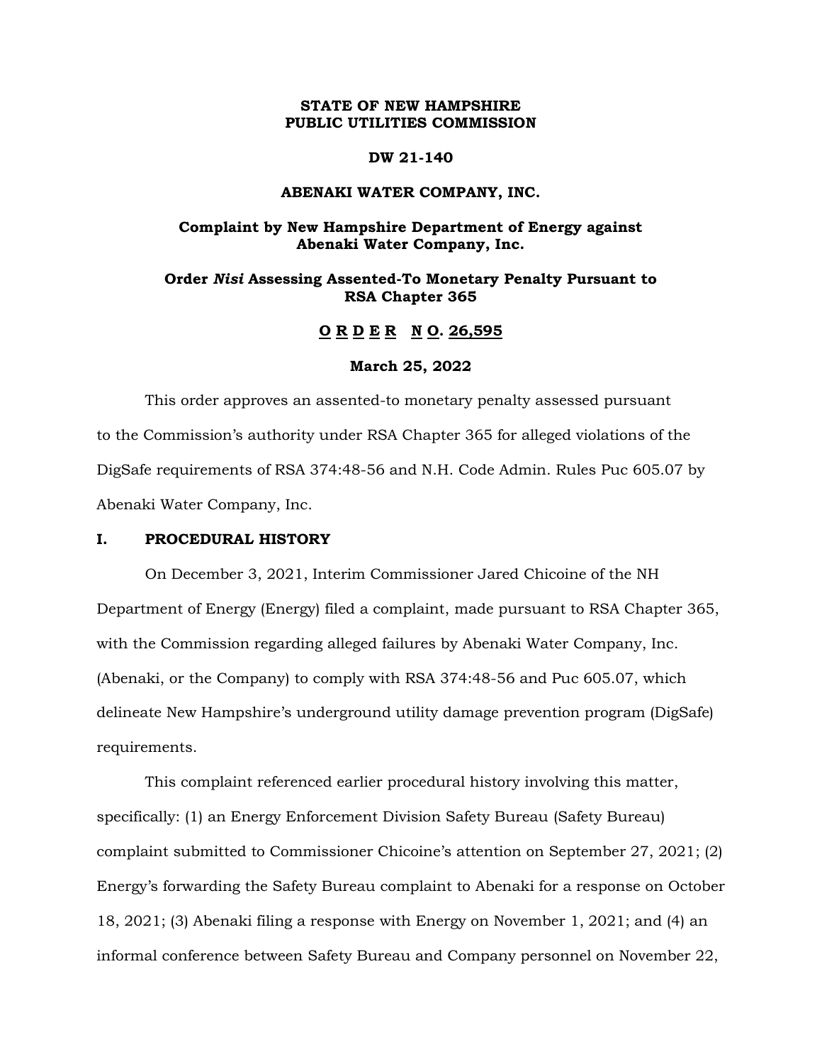**STATE OF NEW HAMPSHIRE**
**PUBLIC UTILITIES COMMISSION**

**DW 21-140**

**ABENAKI WATER COMPANY, INC.**

**Complaint by New Hampshire Department of Energy against Abenaki Water Company, Inc.**

**Order *Nisi* Assessing Assented-To Monetary Penalty Pursuant to RSA Chapter 365**

**O R D E R N O. 26,595**

**March 25, 2022**

This order approves an assented-to monetary penalty assessed pursuant to the Commission's authority under RSA Chapter 365 for alleged violations of the DigSafe requirements of RSA 374:48-56 and N.H. Code Admin. Rules Puc 605.07 by Abenaki Water Company, Inc.

## I. PROCEDURAL HISTORY

On December 3, 2021, Interim Commissioner Jared Chicoine of the NH Department of Energy (Energy) filed a complaint, made pursuant to RSA Chapter 365, with the Commission regarding alleged failures by Abenaki Water Company, Inc. (Abenaki, or the Company) to comply with RSA 374:48-56 and Puc 605.07, which delineate New Hampshire's underground utility damage prevention program (DigSafe) requirements.

This complaint referenced earlier procedural history involving this matter, specifically: (1) an Energy Enforcement Division Safety Bureau (Safety Bureau) complaint submitted to Commissioner Chicoine's attention on September 27, 2021; (2) Energy's forwarding the Safety Bureau complaint to Abenaki for a response on October 18, 2021; (3) Abenaki filing a response with Energy on November 1, 2021; and (4) an informal conference between Safety Bureau and Company personnel on November 22,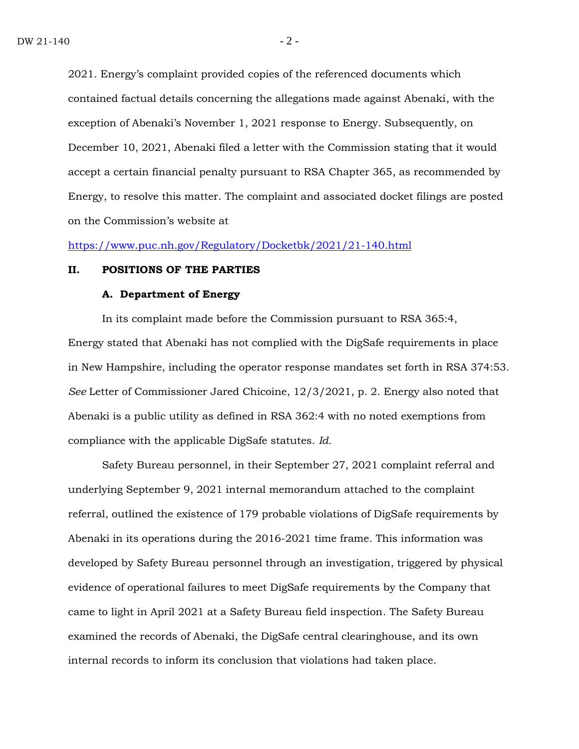2021. Energy's complaint provided copies of the referenced documents which contained factual details concerning the allegations made against Abenaki, with the exception of Abenaki's November 1, 2021 response to Energy. Subsequently, on December 10, 2021, Abenaki filed a letter with the Commission stating that it would accept a certain financial penalty pursuant to RSA Chapter 365, as recommended by Energy, to resolve this matter. The complaint and associated docket filings are posted on the Commission's website at

https://www.puc.nh.gov/Regulatory/Docketbk/2021/21-140.html

## II. POSITIONS OF THE PARTIES

### A. Department of Energy

In its complaint made before the Commission pursuant to RSA 365:4, Energy stated that Abenaki has not complied with the DigSafe requirements in place in New Hampshire, including the operator response mandates set forth in RSA 374:53. *See* Letter of Commissioner Jared Chicoine, 12/3/2021, p. 2. Energy also noted that Abenaki is a public utility as defined in RSA 362:4 with no noted exemptions from compliance with the applicable DigSafe statutes. *Id.*

Safety Bureau personnel, in their September 27, 2021 complaint referral and underlying September 9, 2021 internal memorandum attached to the complaint referral, outlined the existence of 179 probable violations of DigSafe requirements by Abenaki in its operations during the 2016-2021 time frame. This information was developed by Safety Bureau personnel through an investigation, triggered by physical evidence of operational failures to meet DigSafe requirements by the Company that came to light in April 2021 at a Safety Bureau field inspection. The Safety Bureau examined the records of Abenaki, the DigSafe central clearinghouse, and its own internal records to inform its conclusion that violations had taken place.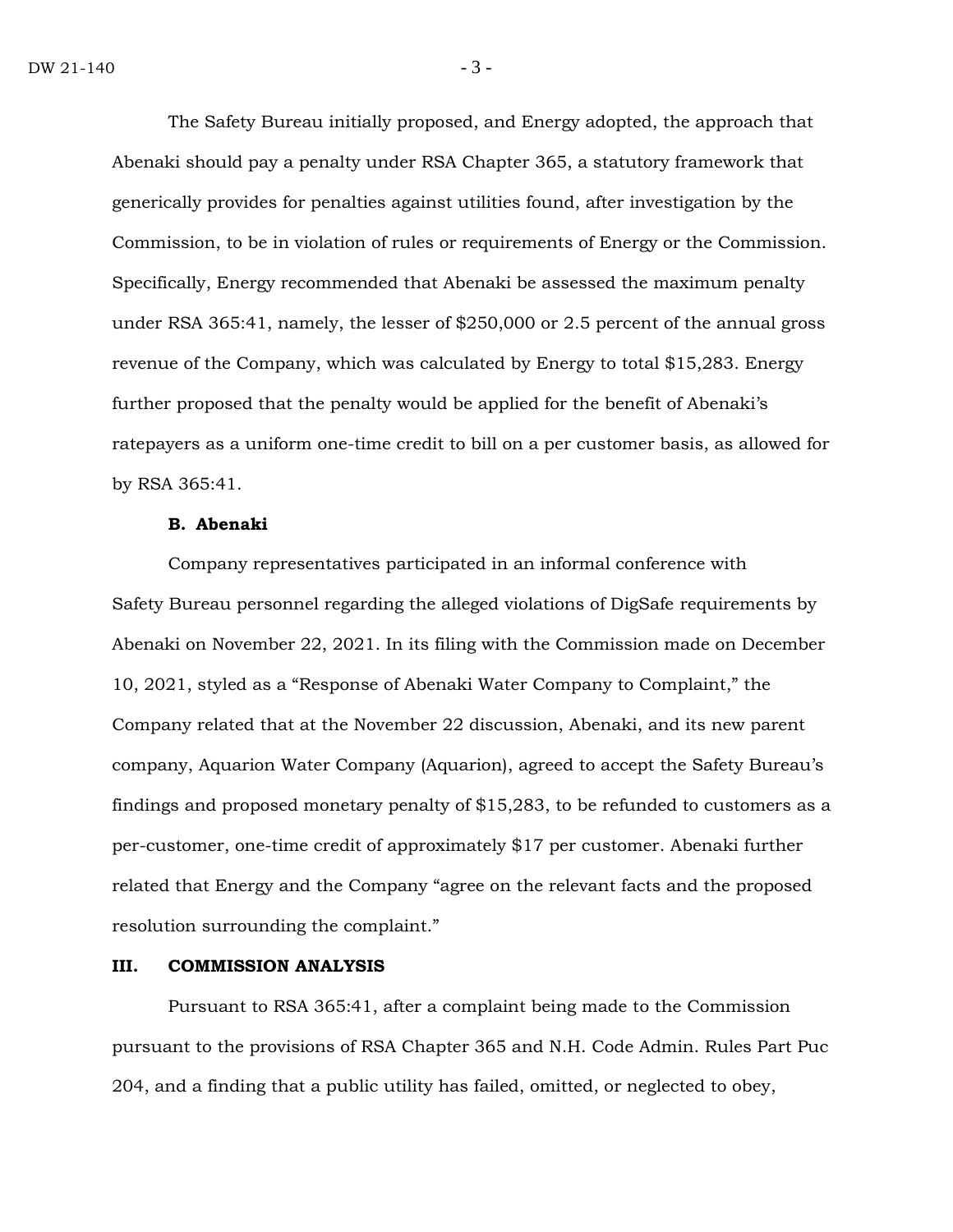The Safety Bureau initially proposed, and Energy adopted, the approach that Abenaki should pay a penalty under RSA Chapter 365, a statutory framework that generically provides for penalties against utilities found, after investigation by the Commission, to be in violation of rules or requirements of Energy or the Commission. Specifically, Energy recommended that Abenaki be assessed the maximum penalty under RSA 365:41, namely, the lesser of $250,000 or 2.5 percent of the annual gross revenue of the Company, which was calculated by Energy to total $15,283. Energy further proposed that the penalty would be applied for the benefit of Abenaki's ratepayers as a uniform one-time credit to bill on a per customer basis, as allowed for by RSA 365:41.

### B. Abenaki

Company representatives participated in an informal conference with Safety Bureau personnel regarding the alleged violations of DigSafe requirements by Abenaki on November 22, 2021. In its filing with the Commission made on December 10, 2021, styled as a "Response of Abenaki Water Company to Complaint," the Company related that at the November 22 discussion, Abenaki, and its new parent company, Aquarion Water Company (Aquarion), agreed to accept the Safety Bureau's findings and proposed monetary penalty of $15,283, to be refunded to customers as a per-customer, one-time credit of approximately $17 per customer. Abenaki further related that Energy and the Company "agree on the relevant facts and the proposed resolution surrounding the complaint."

## III. COMMISSION ANALYSIS

Pursuant to RSA 365:41, after a complaint being made to the Commission pursuant to the provisions of RSA Chapter 365 and N.H. Code Admin. Rules Part Puc 204, and a finding that a public utility has failed, omitted, or neglected to obey,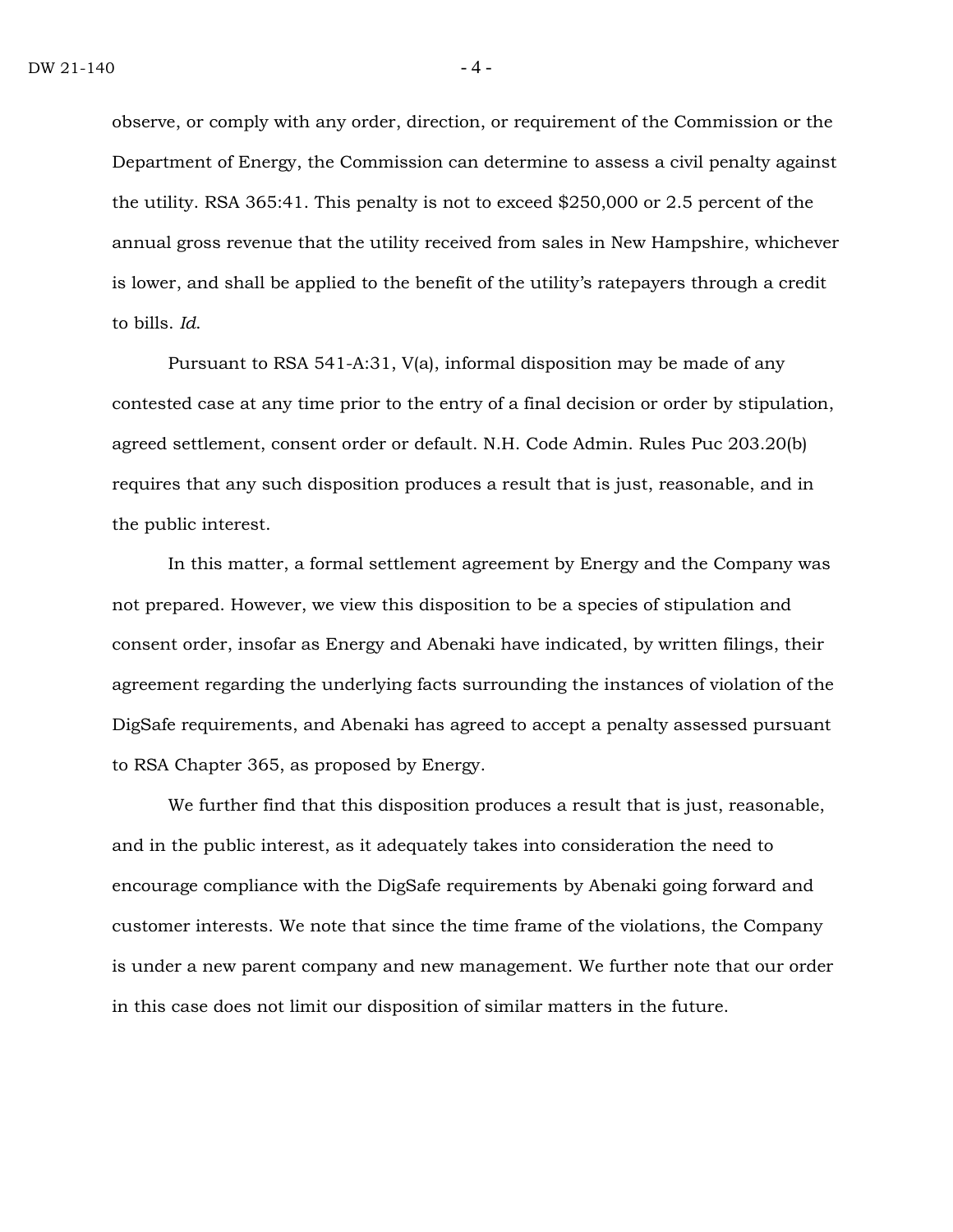observe, or comply with any order, direction, or requirement of the Commission or the Department of Energy, the Commission can determine to assess a civil penalty against the utility. RSA 365:41. This penalty is not to exceed $250,000 or 2.5 percent of the annual gross revenue that the utility received from sales in New Hampshire, whichever is lower, and shall be applied to the benefit of the utility's ratepayers through a credit to bills. *Id*.

Pursuant to RSA 541-A:31, V(a), informal disposition may be made of any contested case at any time prior to the entry of a final decision or order by stipulation, agreed settlement, consent order or default. N.H. Code Admin. Rules Puc 203.20(b) requires that any such disposition produces a result that is just, reasonable, and in the public interest.

In this matter, a formal settlement agreement by Energy and the Company was not prepared. However, we view this disposition to be a species of stipulation and consent order, insofar as Energy and Abenaki have indicated, by written filings, their agreement regarding the underlying facts surrounding the instances of violation of the DigSafe requirements, and Abenaki has agreed to accept a penalty assessed pursuant to RSA Chapter 365, as proposed by Energy.

We further find that this disposition produces a result that is just, reasonable, and in the public interest, as it adequately takes into consideration the need to encourage compliance with the DigSafe requirements by Abenaki going forward and customer interests. We note that since the time frame of the violations, the Company is under a new parent company and new management. We further note that our order in this case does not limit our disposition of similar matters in the future.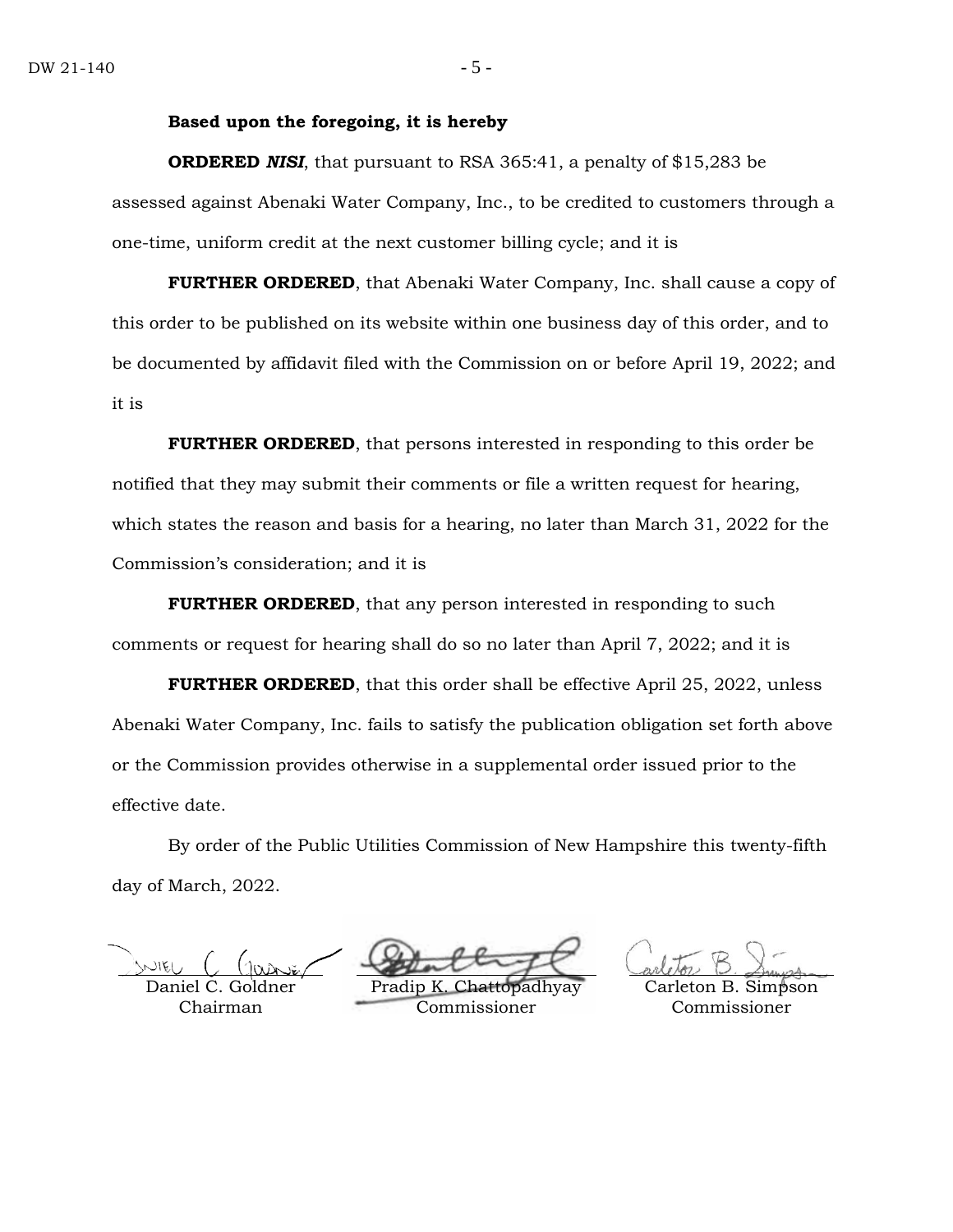**Based upon the foregoing, it is hereby**

**ORDERED *NISI***, that pursuant to RSA 365:41, a penalty of $15,283 be assessed against Abenaki Water Company, Inc., to be credited to customers through a one-time, uniform credit at the next customer billing cycle; and it is

**FURTHER ORDERED**, that Abenaki Water Company, Inc. shall cause a copy of this order to be published on its website within one business day of this order, and to be documented by affidavit filed with the Commission on or before April 19, 2022; and it is

**FURTHER ORDERED**, that persons interested in responding to this order be notified that they may submit their comments or file a written request for hearing, which states the reason and basis for a hearing, no later than March 31, 2022 for the Commission's consideration; and it is

**FURTHER ORDERED**, that any person interested in responding to such comments or request for hearing shall do so no later than April 7, 2022; and it is

**FURTHER ORDERED**, that this order shall be effective April 25, 2022, unless Abenaki Water Company, Inc. fails to satisfy the publication obligation set forth above or the Commission provides otherwise in a supplemental order issued prior to the effective date.

By order of the Public Utilities Commission of New Hampshire this twenty-fifth day of March, 2022.

| Daniel C. Goldner | Pradip K. Chattopadhyay | Carleton B. Simpson |
|---|---|---|
| Chairman | Commissioner | Commissioner |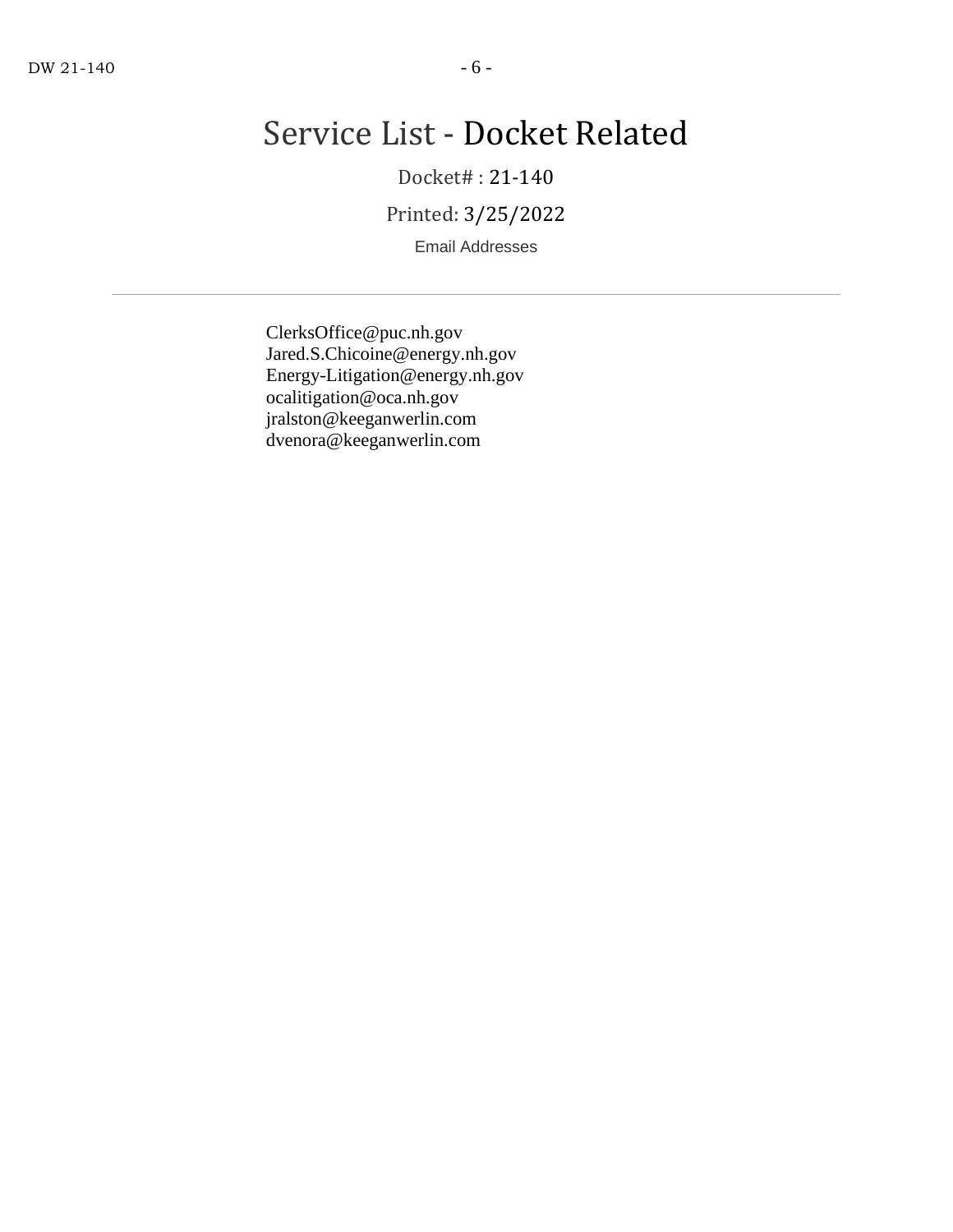# Service List - Docket Related

Docket# : 21-140

Printed: 3/25/2022

Email Addresses

---

ClerksOffice@puc.nh.gov
Jared.S.Chicoine@energy.nh.gov
Energy-Litigation@energy.nh.gov
ocalitigation@oca.nh.gov
jralston@keeganwerlin.com
dvenora@keeganwerlin.com